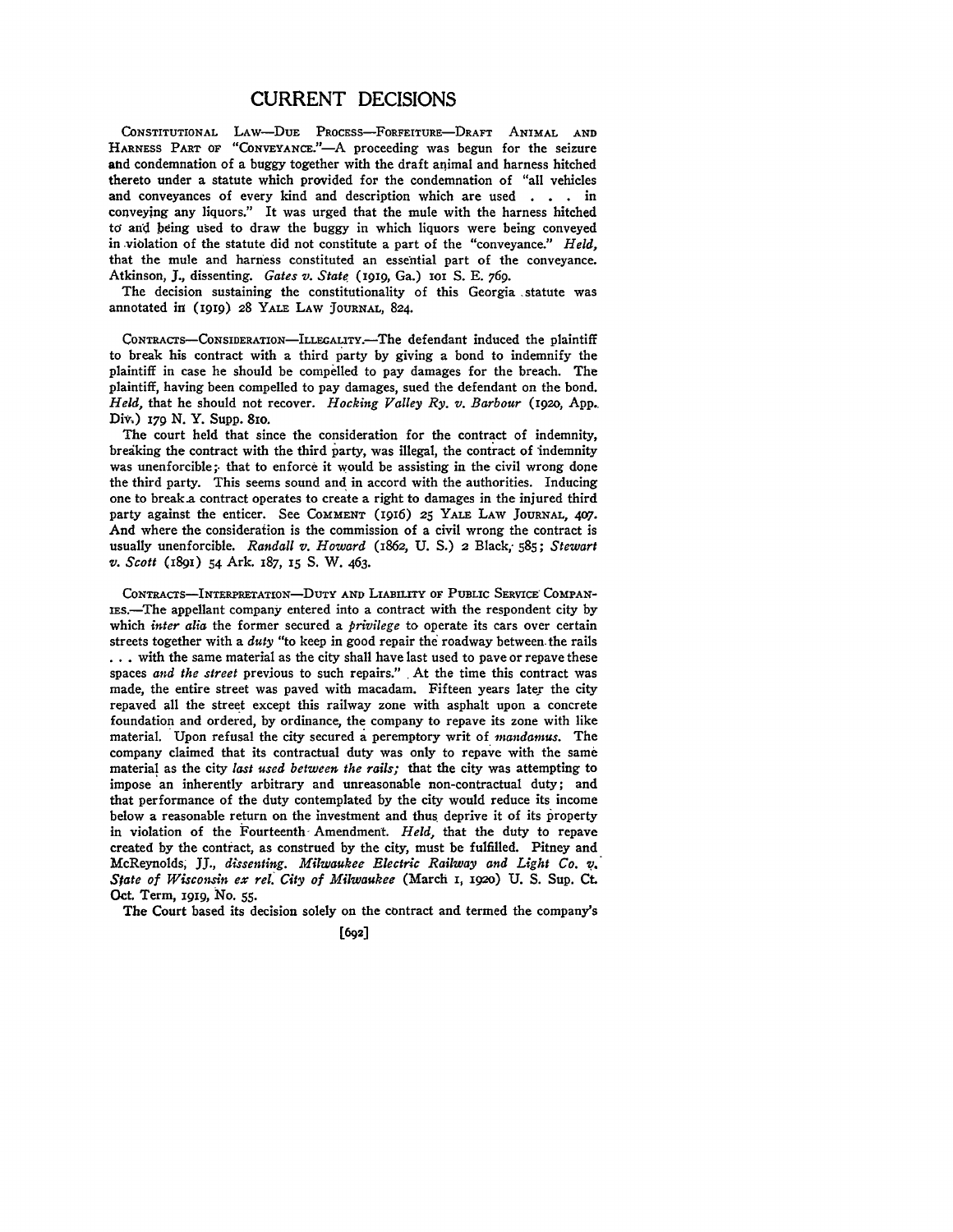# CURRENT DECISIONS

CONSTITUTIONAL LAW—DUE PROCESS—FORFEITURE—DRAFT ANIMAL AND HARNESS PART OF "CONVEYANCE."—A proceeding was begun for the seizure and condemnation of a buggy together with the draft animal and harness hitched thereto under a statute which provided for the condemnation of "all vehicles and conveyances of every kind and description which are used . . . in conveying any liquors." It was urged that the mule with the harness hitched to and being used to draw the buggy in which liquors were being conveyed in violation of the statute did not constitute a part of the "conveyance." *Held,* that the mule and harness constituted an essential part of the conveyance. Atkinson, J., dissenting. *Gates v. State* (1919, Ga.) 101 S. E. 769.

The decision sustaining the constitutionality of this Georgia statute was annotated in (1919) 28 YALE LAW JOURNAL, 824.

CONTRACTS—CONSIDERATION—ILLEGALITY.—The defendant induced the plaintiff to break his contract with a third party by giving a bond to indemnify the plaintiff in case he should be compelled to pay damages for the breach. The plaintiff, having been compelled to pay damages, sued the defendant on the bond. *Held,* that he should not recover. *Hocking Valley Ry. v. Barbour* (1920, App. Div.) 179 N. Y. Supp. 810.

The court held that since the consideration for the contract of indemnity, breaking the contract with the third party, was illegal, the contract of indemnity was unenforcible; that to enforce it would be assisting in the civil wrong done the third party. This seems sound and in accord with the authorities. Inducing one to break a contract operates to create a right to damages in the injured third party against the enticer. See COMMENT (1916) 25 YALE LAW JOURNAL, 407. And where the consideration is the commission of a civil wrong the contract is usually unenforcible. *Randall v. Howard* (1862, U. S.) 2 Black, 585; *Stewart v. Scott* (1891) 54 Ark. 187, 15 S. W. 463.

CONTRACTS—INTERPRETATION—DUTY AND LIABILITY OF PUBLIC SERVICE COMPANIES.—The appellant company entered into a contract with the respondent city by which *inter alia* the former secured a *privilege* to operate its cars over certain streets together with a *duty* "to keep in good repair the roadway between the rails . . . with the same material as the city shall have last used to pave or repave these spaces *and the street* previous to such repairs." At the time this contract was made, the entire street was paved with macadam. Fifteen years later the city repaved all the street except this railway zone with asphalt upon a concrete foundation and ordered, by ordinance, the company to repave its zone with like material. Upon refusal the city secured a peremptory writ of *mandamus*. The company claimed that its contractual duty was only to repave with the same material as the city *last used between the rails;* that the city was attempting to impose an inherently arbitrary and unreasonable non-contractual duty; and that performance of the duty contemplated by the city would reduce its income below a reasonable return on the investment and thus deprive it of its property in violation of the Fourteenth Amendment. *Held,* that the duty to repave created by the contract, as construed by the city, must be fulfilled. Pitney and McReynolds, JJ., *dissenting*. *Milwaukee Electric Railway and Light Co. v. State of Wisconsin ex rel. City of Milwaukee* (March 1, 1920) U. S. Sup. Ct. Oct. Term, 1919, No. 55.

The Court based its decision solely on the contract and termed the company's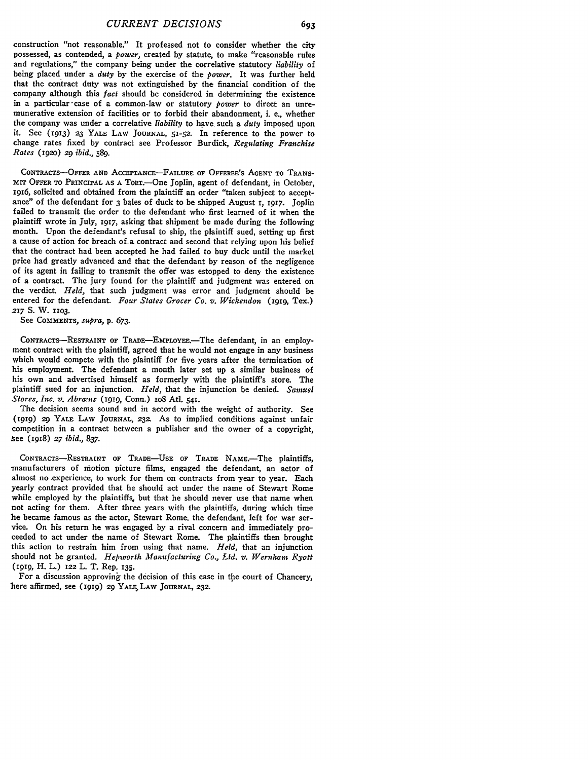construction "not reasonable." It professed not to consider whether the city possessed, as contended, a *power*, created by statute, to make "reasonable rules and regulations," the company being under the correlative statutory *liability* of being placed under a *duty* by the exercise of the *power*. It was further held that the contract duty was not extinguished by the financial condition of the company although this *fact* should be considered in determining the existence in a particular case of a common-law or statutory *power* to direct an unremunerative extension of facilities or to forbid their abandonment, i. e., whether the company was under a correlative *liability* to have such a *duty* imposed upon it. See (1913) 23 YALE LAW JOURNAL, 51-52. In reference to the power to change rates fixed by contract see Professor Burdick, *Regulating Franchise Rates* (1920) 29 *ibid.*, 589.

CONTRACTS—OFFER AND ACCEPTANCE—FAILURE OF OFFEREE'S AGENT TO TRANSMIT OFFER TO PRINCIPAL AS A TORT.—One Joplin, agent of defendant, in October, 1916, solicited and obtained from the plaintiff an order "taken subject to acceptance" of the defendant for 3 bales of duck to be shipped August 1, 1917. Joplin failed to transmit the order to the defendant who first learned of it when the plaintiff wrote in July, 1917, asking that shipment be made during the following month. Upon the defendant's refusal to ship, the plaintiff sued, setting up first a cause of action for breach of a contract and second that relying upon his belief that the contract had been accepted he had failed to buy duck until the market price had greatly advanced and that the defendant by reason of the negligence of its agent in failing to transmit the offer was estopped to deny the existence of a contract. The jury found for the plaintiff and judgment was entered on the verdict. *Held*, that such judgment was error and judgment should be entered for the defendant. *Four States Grocer Co. v. Wickendon* (1919, Tex.) 217 S. W. 1103.

See COMMENTS, *supra*, p. 673.

CONTRACTS—RESTRAINT OF TRADE—EMPLOYEE.—The defendant, in an employment contract with the plaintiff, agreed that he would not engage in any business which would compete with the plaintiff for five years after the termination of his employment. The defendant a month later set up a similar business of his own and advertised himself as formerly with the plaintiff's store. The plaintiff sued for an injunction. *Held*, that the injunction be denied. *Samuel Stores, Inc. v. Abrams* (1919, Conn.) 108 Atl. 541.

The decision seems sound and in accord with the weight of authority. See (1919) 29 YALE LAW JOURNAL, 232. As to implied conditions against unfair competition in a contract between a publisher and the owner of a copyright, see (1918) 27 *ibid.*, 837.

CONTRACTS—RESTRAINT OF TRADE—USE OF TRADE NAME.—The plaintiffs, manufacturers of motion picture films, engaged the defendant, an actor of almost no experience, to work for them on contracts from year to year. Each yearly contract provided that he should act under the name of Stewart Rome while employed by the plaintiffs, but that he should never use that name when not acting for them. After three years with the plaintiffs, during which time he became famous as the actor, Stewart Rome, the defendant, left for war service. On his return he was engaged by a rival concern and immediately proceeded to act under the name of Stewart Rome. The plaintiffs then brought this action to restrain him from using that name. *Held*, that an injunction should not be granted. *Hepworth Manufacturing Co., Ltd. v. Wernham Ryott* (1919, H. L.) 122 L. T. Rep. 135.

For a discussion approving the decision of this case in the court of Chancery, here affirmed, see (1919) 29 YALE LAW JOURNAL, 232.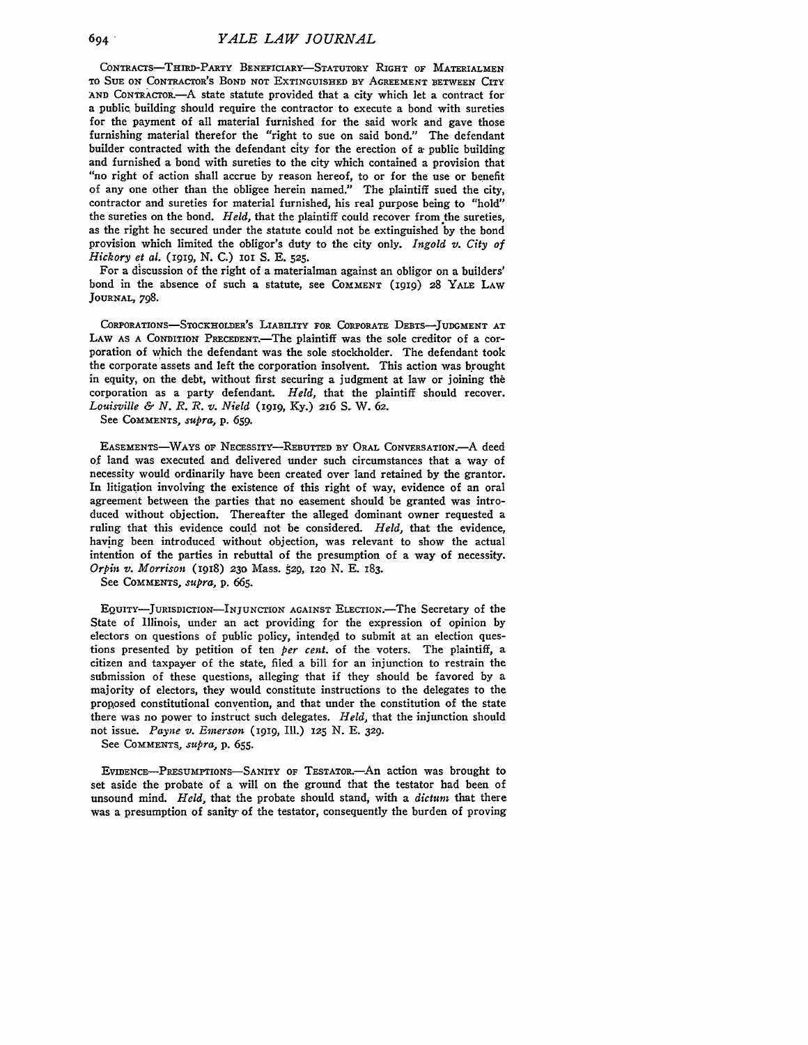CONTRACTS—THIRD-PARTY BENEFICIARY—STATUTORY RIGHT OF MATERIALMEN TO SUE ON CONTRACTOR'S BOND NOT EXTINGUISHED BY AGREEMENT BETWEEN CITY AND CONTRACTOR.—A state statute provided that a city which let a contract for a public building should require the contractor to execute a bond with sureties for the payment of all material furnished for the said work and gave those furnishing material therefor the "right to sue on said bond." The defendant builder contracted with the defendant city for the erection of a public building and furnished a bond with sureties to the city which contained a provision that "no right of action shall accrue by reason hereof, to or for the use or benefit of any one other than the obligee herein named." The plaintiff sued the city, contractor and sureties for material furnished, his real purpose being to "hold" the sureties on the bond. *Held*, that the plaintiff could recover from the sureties, as the right he secured under the statute could not be extinguished by the bond provision which limited the obligor's duty to the city only. *Ingold v. City of Hickory et al.* (1919, N. C.) 101 S. E. 525.

For a discussion of the right of a materialman against an obligor on a builders' bond in the absence of such a statute, see COMMENT (1919) 28 YALE LAW JOURNAL, 798.

CORPORATIONS—STOCKHOLDER'S LIABILITY FOR CORPORATE DEBTS—JUDGMENT AT LAW AS A CONDITION PRECEDENT.—The plaintiff was the sole creditor of a corporation of which the defendant was the sole stockholder. The defendant took the corporate assets and left the corporation insolvent. This action was brought in equity, on the debt, without first securing a judgment at law or joining the corporation as a party defendant. *Held*, that the plaintiff should recover. *Louisville & N. R. R. v. Nield* (1919, Ky.) 216 S. W. 62.

See COMMENTS, *supra*, p. 659.

EASEMENTS—WAYS OF NECESSITY—REBUTTED BY ORAL CONVERSATION.—A deed of land was executed and delivered under such circumstances that a way of necessity would ordinarily have been created over land retained by the grantor. In litigation involving the existence of this right of way, evidence of an oral agreement between the parties that no easement should be granted was introduced without objection. Thereafter the alleged dominant owner requested a ruling that this evidence could not be considered. *Held*, that the evidence, having been introduced without objection, was relevant to show the actual intention of the parties in rebuttal of the presumption of a way of necessity. *Orpin v. Morrison* (1918) 230 Mass. 529, 120 N. E. 183.

See COMMENTS, *supra*, p. 665.

EQUITY—JURISDICTION—INJUNCTION AGAINST ELECTION.—The Secretary of the State of Illinois, under an act providing for the expression of opinion by electors on questions of public policy, intended to submit at an election questions presented by petition of ten *per cent.* of the voters. The plaintiff, a citizen and taxpayer of the state, filed a bill for an injunction to restrain the submission of these questions, alleging that if they should be favored by a majority of electors, they would constitute instructions to the delegates to the proposed constitutional convention, and that under the constitution of the state there was no power to instruct such delegates. *Held*, that the injunction should not issue. *Payne v. Emerson* (1919, Ill.) 125 N. E. 329.

See COMMENTS, *supra*, p. 655.

EVIDENCE—PRESUMPTIONS—SANITY OF TESTATOR.—An action was brought to set aside the probate of a will on the ground that the testator had been of unsound mind. *Held*, that the probate should stand, with a *dictum* that there was a presumption of sanity of the testator, consequently the burden of proving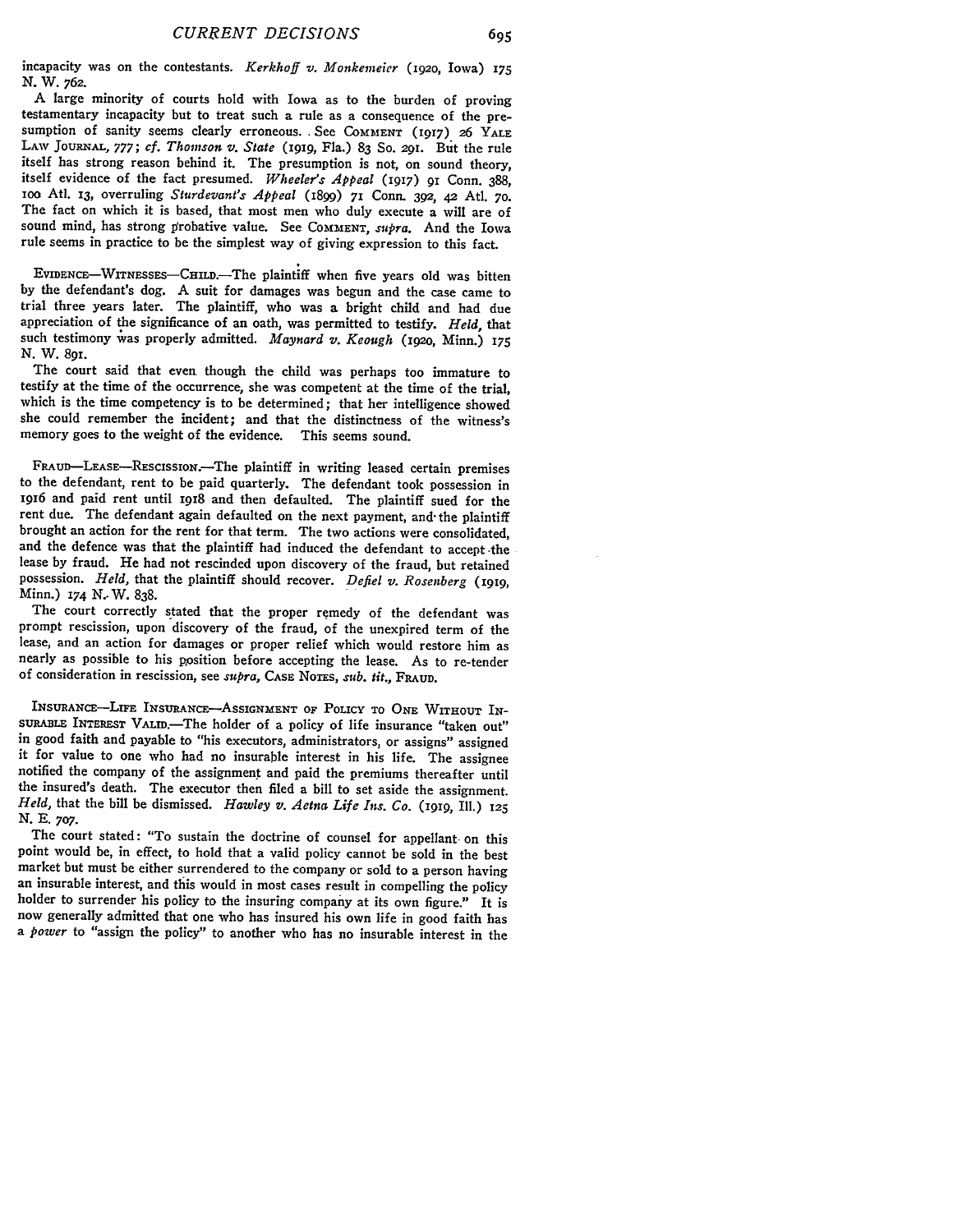incapacity was on the contestants. *Kerkhoff v. Monkemeier* (1920, Iowa) 175 N. W. 762.

A large minority of courts hold with Iowa as to the burden of proving testamentary incapacity but to treat such a rule as a consequence of the presumption of sanity seems clearly erroneous. See COMMENT (1917) 26 YALE LAW JOURNAL, 777; *cf. Thomson v. State* (1919, Fla.) 83 So. 291. But the rule itself has strong reason behind it. The presumption is not, on sound theory, itself evidence of the fact presumed. *Wheeler's Appeal* (1917) 91 Conn. 388, 100 Atl. 13, overruling *Sturdevant's Appeal* (1899) 71 Conn. 392, 42 Atl. 70. The fact on which it is based, that most men who duly execute a will are of sound mind, has strong probative value. See COMMENT, *supra*. And the Iowa rule seems in practice to be the simplest way of giving expression to this fact.

EVIDENCE—WITNESSES—CHILD.—The plaintiff when five years old was bitten by the defendant's dog. A suit for damages was begun and the case came to trial three years later. The plaintiff, who was a bright child and had due appreciation of the significance of an oath, was permitted to testify. *Held*, that such testimony was properly admitted. *Maynard v. Keough* (1920, Minn.) 175 N. W. 891.

The court said that even though the child was perhaps too immature to testify at the time of the occurrence, she was competent at the time of the trial, which is the time competency is to be determined; that her intelligence showed she could remember the incident; and that the distinctness of the witness's memory goes to the weight of the evidence. This seems sound.

FRAUD—LEASE—RESCISSION.—The plaintiff in writing leased certain premises to the defendant, rent to be paid quarterly. The defendant took possession in 1916 and paid rent until 1918 and then defaulted. The plaintiff sued for the rent due. The defendant again defaulted on the next payment, and the plaintiff brought an action for the rent for that term. The two actions were consolidated, and the defence was that the plaintiff had induced the defendant to accept the lease by fraud. He had not rescinded upon discovery of the fraud, but retained possession. *Held*, that the plaintiff should recover. *Defiel v. Rosenberg* (1919, Minn.) 174 N. W. 838.

The court correctly stated that the proper remedy of the defendant was prompt rescission, upon discovery of the fraud, of the unexpired term of the lease, and an action for damages or proper relief which would restore him as nearly as possible to his position before accepting the lease. As to re-tender of consideration in rescission, see *supra*, CASE NOTES, *sub. tit.*, FRAUD.

INSURANCE—LIFE INSURANCE—ASSIGNMENT OF POLICY TO ONE WITHOUT INSURABLE INTEREST VALID.—The holder of a policy of life insurance "taken out" in good faith and payable to "his executors, administrators, or assigns" assigned it for value to one who had no insurable interest in his life. The assignee notified the company of the assignment and paid the premiums thereafter until the insured's death. The executor then filed a bill to set aside the assignment. *Held*, that the bill be dismissed. *Hawley v. Aetna Life Ins. Co.* (1919, Ill.) 125 N. E. 707.

The court stated: "To sustain the doctrine of counsel for appellant on this point would be, in effect, to hold that a valid policy cannot be sold in the best market but must be either surrendered to the company or sold to a person having an insurable interest, and this would in most cases result in compelling the policy holder to surrender his policy to the insuring company at its own figure." It is now generally admitted that one who has insured his own life in good faith has a *power* to "assign the policy" to another who has no insurable interest in the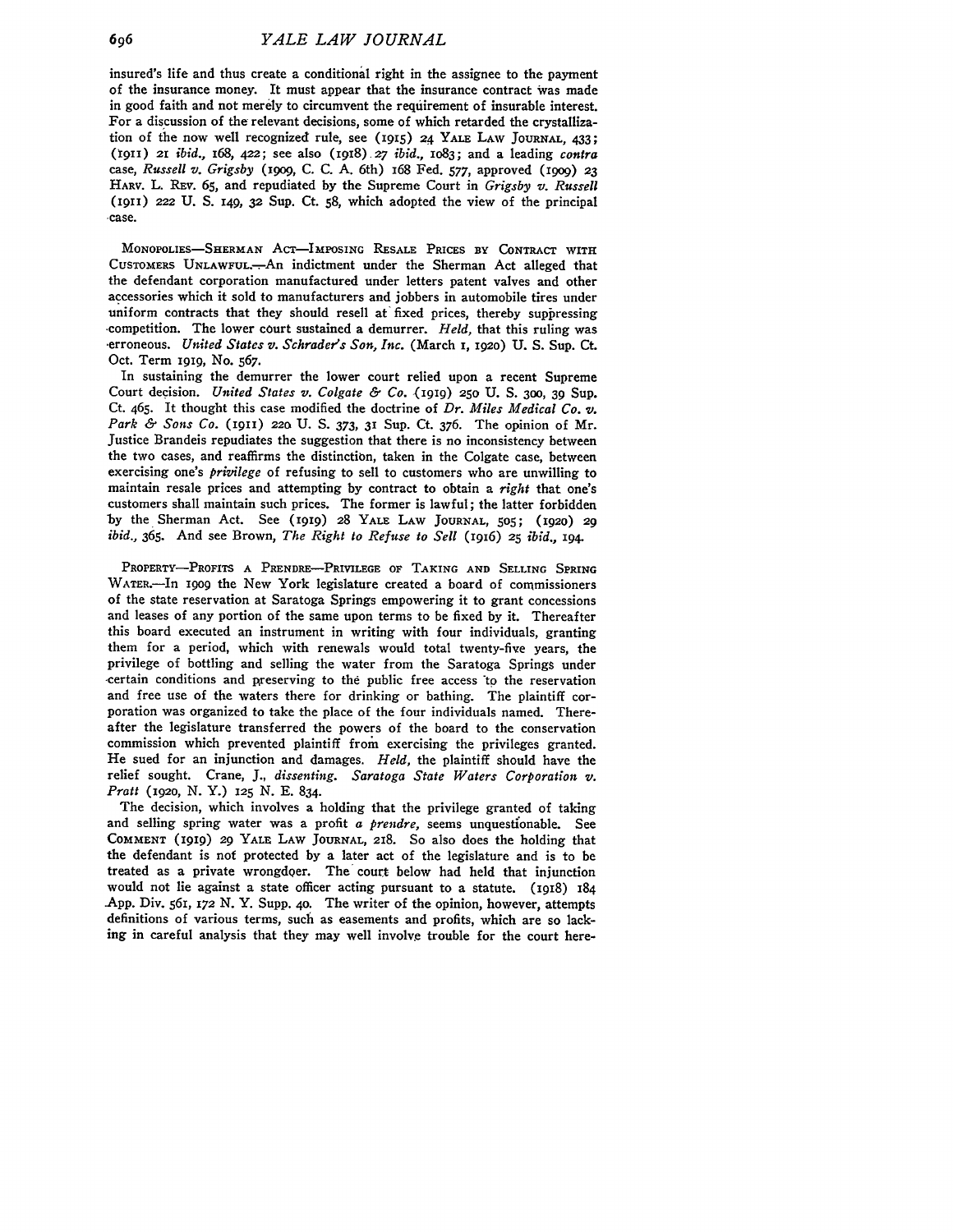insured's life and thus create a conditional right in the assignee to the payment of the insurance money. It must appear that the insurance contract was made in good faith and not merely to circumvent the requirement of insurable interest. For a discussion of the relevant decisions, some of which retarded the crystallization of the now well recognized rule, see (1915) 24 YALE LAW JOURNAL, 433; (1911) 21 *ibid.*, 168, 422; see also (1918) 27 *ibid.*, 1083; and a leading *contra* case, *Russell v. Grigsby* (1909, C. C. A. 6th) 168 Fed. 577, approved (1909) 23 HARV. L. REV. 65, and repudiated by the Supreme Court in *Grigsby v. Russell* (1911) 222 U. S. 149, 32 Sup. Ct. 58, which adopted the view of the principal case.

MONOPOLIES—SHERMAN ACT—IMPOSING RESALE PRICES BY CONTRACT WITH CUSTOMERS UNLAWFUL.—An indictment under the Sherman Act alleged that the defendant corporation manufactured under letters patent valves and other accessories which it sold to manufacturers and jobbers in automobile tires under uniform contracts that they should resell at fixed prices, thereby suppressing competition. The lower court sustained a demurrer. *Held*, that this ruling was erroneous. *United States v. Schrader's Son, Inc.* (March 1, 1920) U. S. Sup. Ct. Oct. Term 1919, No. 567.

In sustaining the demurrer the lower court relied upon a recent Supreme Court decision. *United States v. Colgate & Co.* (1919) 250 U. S. 300, 39 Sup. Ct. 465. It thought this case modified the doctrine of *Dr. Miles Medical Co. v. Park & Sons Co.* (1911) 220 U. S. 373, 31 Sup. Ct. 376. The opinion of Mr. Justice Brandeis repudiates the suggestion that there is no inconsistency between the two cases, and reaffirms the distinction, taken in the Colgate case, between exercising one's *privilege* of refusing to sell to customers who are unwilling to maintain resale prices and attempting by contract to obtain a *right* that one's customers shall maintain such prices. The former is lawful; the latter forbidden by the Sherman Act. See (1919) 28 YALE LAW JOURNAL, 505; (1920) 29 *ibid.*, 365. And see Brown, *The Right to Refuse to Sell* (1916) 25 *ibid.*, 194.

PROPERTY—PROFITS A PRENDRE—PRIVILEGE OF TAKING AND SELLING SPRING WATER.—In 1909 the New York legislature created a board of commissioners of the state reservation at Saratoga Springs empowering it to grant concessions and leases of any portion of the same upon terms to be fixed by it. Thereafter this board executed an instrument in writing with four individuals, granting them for a period, which with renewals would total twenty-five years, the privilege of bottling and selling the water from the Saratoga Springs under certain conditions and preserving to the public free access to the reservation and free use of the waters there for drinking or bathing. The plaintiff corporation was organized to take the place of the four individuals named. Thereafter the legislature transferred the powers of the board to the conservation commission which prevented plaintiff from exercising the privileges granted. He sued for an injunction and damages. *Held*, the plaintiff should have the relief sought. Crane, J., *dissenting*. *Saratoga State Waters Corporation v. Pratt* (1920, N. Y.) 125 N. E. 834.

The decision, which involves a holding that the privilege granted of taking and selling spring water was a profit *a prendre*, seems unquestionable. See COMMENT (1919) 29 YALE LAW JOURNAL, 218. So also does the holding that the defendant is not protected by a later act of the legislature and is to be treated as a private wrongdoer. The court below had held that injunction would not lie against a state officer acting pursuant to a statute. (1918) 184 App. Div. 561, 172 N. Y. Supp. 40. The writer of the opinion, however, attempts definitions of various terms, such as easements and profits, which are so lacking in careful analysis that they may well involve trouble for the court here-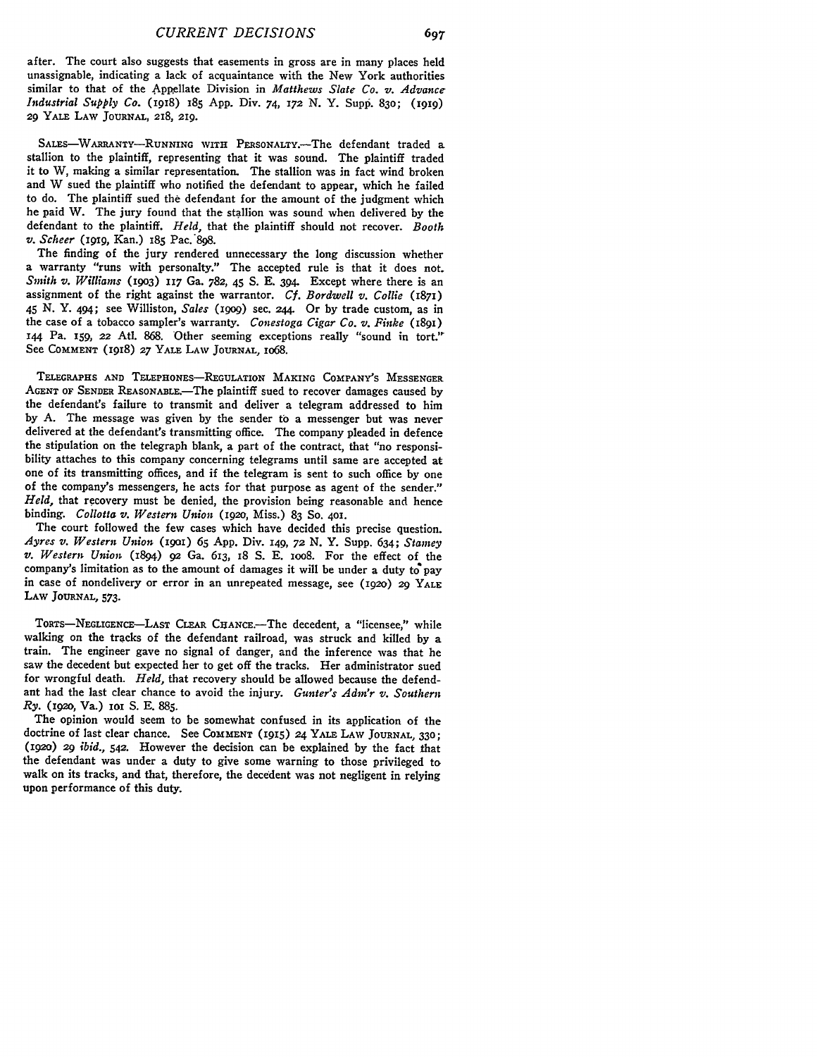after. The court also suggests that easements in gross are in many places held unassignable, indicating a lack of acquaintance with the New York authorities similar to that of the Appellate Division in *Matthews Slate Co. v. Advance Industrial Supply Co.* (1918) 185 App. Div. 74, 172 N. Y. Supp. 830; (1919) 29 YALE LAW JOURNAL, 218, 219.

SALES—WARRANTY—RUNNING WITH PERSONALTY.—The defendant traded a stallion to the plaintiff, representing that it was sound. The plaintiff traded it to W, making a similar representation. The stallion was in fact wind broken and W sued the plaintiff who notified the defendant to appear, which he failed to do. The plaintiff sued the defendant for the amount of the judgment which he paid W. The jury found that the stallion was sound when delivered by the defendant to the plaintiff. *Held*, that the plaintiff should not recover. *Booth v. Scheer* (1919, Kan.) 185 Pac. 898.

The finding of the jury rendered unnecessary the long discussion whether a warranty "runs with personalty." The accepted rule is that it does not. *Smith v. Williams* (1903) 117 Ga. 782, 45 S. E. 394. Except where there is an assignment of the right against the warrantor. *Cf. Bordwell v. Collie* (1871) 45 N. Y. 494; see Williston, *Sales* (1909) sec. 244. Or by trade custom, as in the case of a tobacco sampler's warranty. *Conestoga Cigar Co. v. Finke* (1891) 144 Pa. 159, 22 Atl. 868. Other seeming exceptions really "sound in tort." See COMMENT (1918) 27 YALE LAW JOURNAL, 1068.

TELEGRAPHS AND TELEPHONES—REGULATION MAKING COMPANY'S MESSENGER AGENT OF SENDER REASONABLE.—The plaintiff sued to recover damages caused by the defendant's failure to transmit and deliver a telegram addressed to him by A. The message was given by the sender to a messenger but was never delivered at the defendant's transmitting office. The company pleaded in defence the stipulation on the telegraph blank, a part of the contract, that "no responsibility attaches to this company concerning telegrams until same are accepted at one of its transmitting offices, and if the telegram is sent to such office by one of the company's messengers, he acts for that purpose as agent of the sender." *Held*, that recovery must be denied, the provision being reasonable and hence binding. *Collotta v. Western Union* (1920, Miss.) 83 So. 401.

The court followed the few cases which have decided this precise question. *Ayres v. Western Union* (1901) 65 App. Div. 149, 72 N. Y. Supp. 634; *Stamey v. Western Union* (1894) 92 Ga. 613, 18 S. E. 1008. For the effect of the company's limitation as to the amount of damages it will be under a duty to pay in case of nondelivery or error in an unrepeated message, see (1920) 29 YALE LAW JOURNAL, 573.

TORTS—NEGLIGENCE—LAST CLEAR CHANCE.—The decedent, a "licensee," while walking on the tracks of the defendant railroad, was struck and killed by a train. The engineer gave no signal of danger, and the inference was that he saw the decedent but expected her to get off the tracks. Her administrator sued for wrongful death. *Held*, that recovery should be allowed because the defendant had the last clear chance to avoid the injury. *Gunter's Adm'r v. Southern Ry.* (1920, Va.) 101 S. E. 885.

The opinion would seem to be somewhat confused in its application of the doctrine of last clear chance. See COMMENT (1915) 24 YALE LAW JOURNAL, 330; (1920) 29 *ibid.*, 542. However the decision can be explained by the fact that the defendant was under a duty to give some warning to those privileged to walk on its tracks, and that, therefore, the decedent was not negligent in relying upon performance of this duty.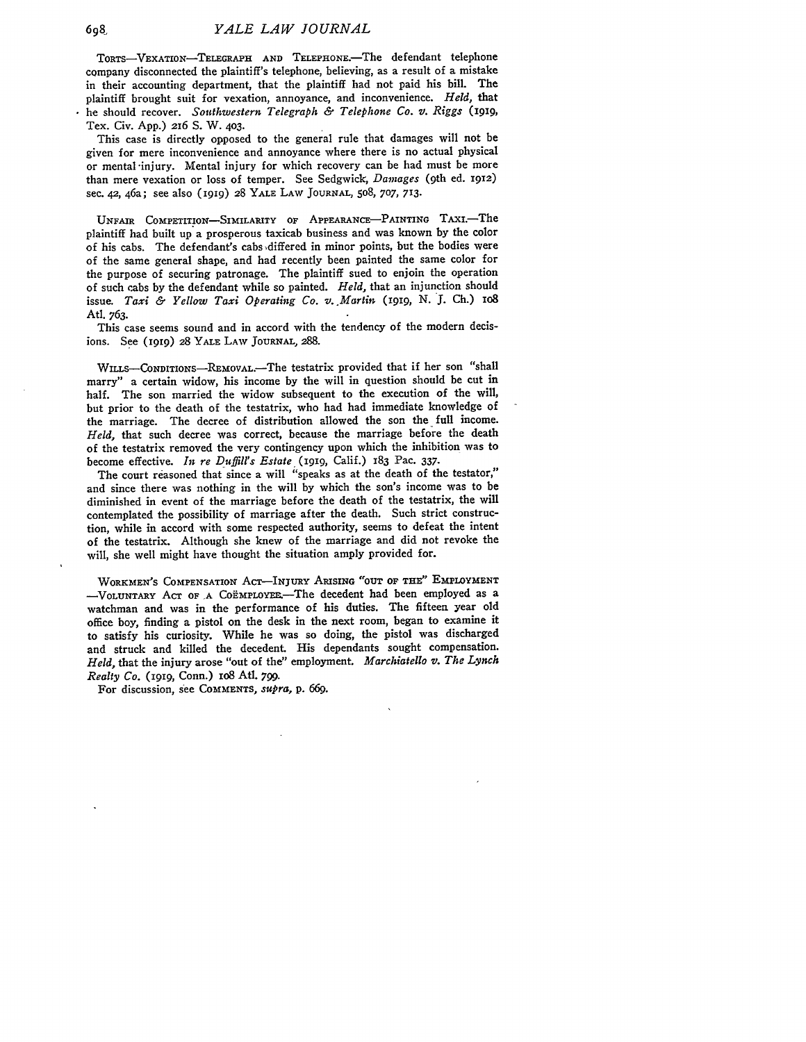TORTS—VEXATION—TELEGRAPH AND TELEPHONE.—The defendant telephone company disconnected the plaintiff's telephone, believing, as a result of a mistake in their accounting department, that the plaintiff had not paid his bill. The plaintiff brought suit for vexation, annoyance, and inconvenience. *Held*, that he should recover. *Southwestern Telegraph & Telephone Co. v. Riggs* (1919, Tex. Civ. App.) 216 S. W. 403.

This case is directly opposed to the general rule that damages will not be given for mere inconvenience and annoyance where there is no actual physical or mental injury. Mental injury for which recovery can be had must be more than mere vexation or loss of temper. See Sedgwick, *Damages* (9th ed. 1912) sec. 42, 46a; see also (1919) 28 YALE LAW JOURNAL, 508, 707, 713.

UNFAIR COMPETITION—SIMILARITY OF APPEARANCE—PAINTING TAXI.—The plaintiff had built up a prosperous taxicab business and was known by the color of his cabs. The defendant's cabs differed in minor points, but the bodies were of the same general shape, and had recently been painted the same color for the purpose of securing patronage. The plaintiff sued to enjoin the operation of such cabs by the defendant while so painted. *Held*, that an injunction should issue. *Taxi & Yellow Taxi Operating Co. v. Martin* (1919, N. J. Ch.) 108 Atl. 763.

This case seems sound and in accord with the tendency of the modern decisions. See (1919) 28 YALE LAW JOURNAL, 288.

WILLS—CONDITIONS—REMOVAL.—The testatrix provided that if her son "shall marry" a certain widow, his income by the will in question should be cut in half. The son married the widow subsequent to the execution of the will, but prior to the death of the testatrix, who had had immediate knowledge of the marriage. The decree of distribution allowed the son the full income. *Held*, that such decree was correct, because the marriage before the death of the testatrix removed the very contingency upon which the inhibition was to become effective. *In re Duffill's Estate* (1919, Calif.) 183 Pac. 337.

The court reasoned that since a will "speaks as at the death of the testator," and since there was nothing in the will by which the son's income was to be diminished in event of the marriage before the death of the testatrix, the will contemplated the possibility of marriage after the death. Such strict construction, while in accord with some respected authority, seems to defeat the intent of the testatrix. Although she knew of the marriage and did not revoke the will, she well might have thought the situation amply provided for.

WORKMEN'S COMPENSATION ACT—INJURY ARISING "OUT OF THE" EMPLOYMENT—VOLUNTARY ACT OF A COËMPLOYEE.—The decedent had been employed as a watchman and was in the performance of his duties. The fifteen year old office boy, finding a pistol on the desk in the next room, began to examine it to satisfy his curiosity. While he was so doing, the pistol was discharged and struck and killed the decedent. His dependants sought compensation. *Held*, that the injury arose "out of the" employment. *Marchiatello v. The Lynch Realty Co.* (1919, Conn.) 108 Atl. 799.

For discussion, see COMMENTS, *supra*, p. 669.